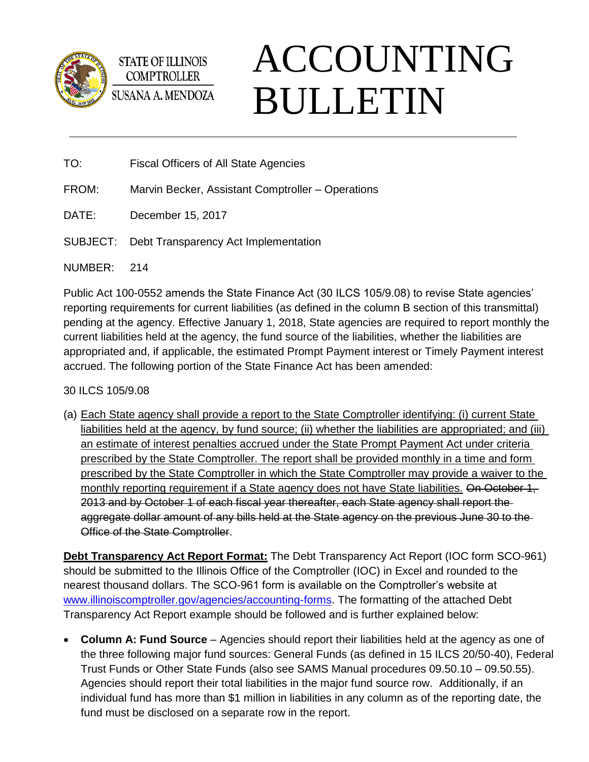STATE OF ILLINOIS
COMPTROLLER
SUSANA A. MENDOZA

# ACCOUNTING BULLETIN

TO: Fiscal Officers of All State Agencies

FROM: Marvin Becker, Assistant Comptroller – Operations

DATE: December 15, 2017

SUBJECT: Debt Transparency Act Implementation

NUMBER: 214

Public Act 100-0552 amends the State Finance Act (30 ILCS 105/9.08) to revise State agencies' reporting requirements for current liabilities (as defined in the column B section of this transmittal) pending at the agency. Effective January 1, 2018, State agencies are required to report monthly the current liabilities held at the agency, the fund source of the liabilities, whether the liabilities are appropriated and, if applicable, the estimated Prompt Payment interest or Timely Payment interest accrued. The following portion of the State Finance Act has been amended:

30 ILCS 105/9.08

(a) <u>Each State agency shall provide a report to the State Comptroller identifying: (i) current State liabilities held at the agency, by fund source; (ii) whether the liabilities are appropriated; and (iii) an estimate of interest penalties accrued under the State Prompt Payment Act under criteria prescribed by the State Comptroller. The report shall be provided monthly in a time and form prescribed by the State Comptroller in which the State Comptroller may provide a waiver to the monthly reporting requirement if a State agency does not have State liabilities.</u> ~~On October 1, 2013 and by October 1 of each fiscal year thereafter, each State agency shall report the aggregate dollar amount of any bills held at the State agency on the previous June 30 to the Office of the State Comptroller~~.

**<u>Debt Transparency Act Report Format:</u>** The Debt Transparency Act Report (IOC form SCO-961) should be submitted to the Illinois Office of the Comptroller (IOC) in Excel and rounded to the nearest thousand dollars. The SCO-961 form is available on the Comptroller's website at www.illinoiscomptroller.gov/agencies/accounting-forms. The formatting of the attached Debt Transparency Act Report example should be followed and is further explained below:

- **Column A: Fund Source** – Agencies should report their liabilities held at the agency as one of the three following major fund sources: General Funds (as defined in 15 ILCS 20/50-40), Federal Trust Funds or Other State Funds (also see SAMS Manual procedures 09.50.10 – 09.50.55). Agencies should report their total liabilities in the major fund source row. Additionally, if an individual fund has more than $1 million in liabilities in any column as of the reporting date, the fund must be disclosed on a separate row in the report.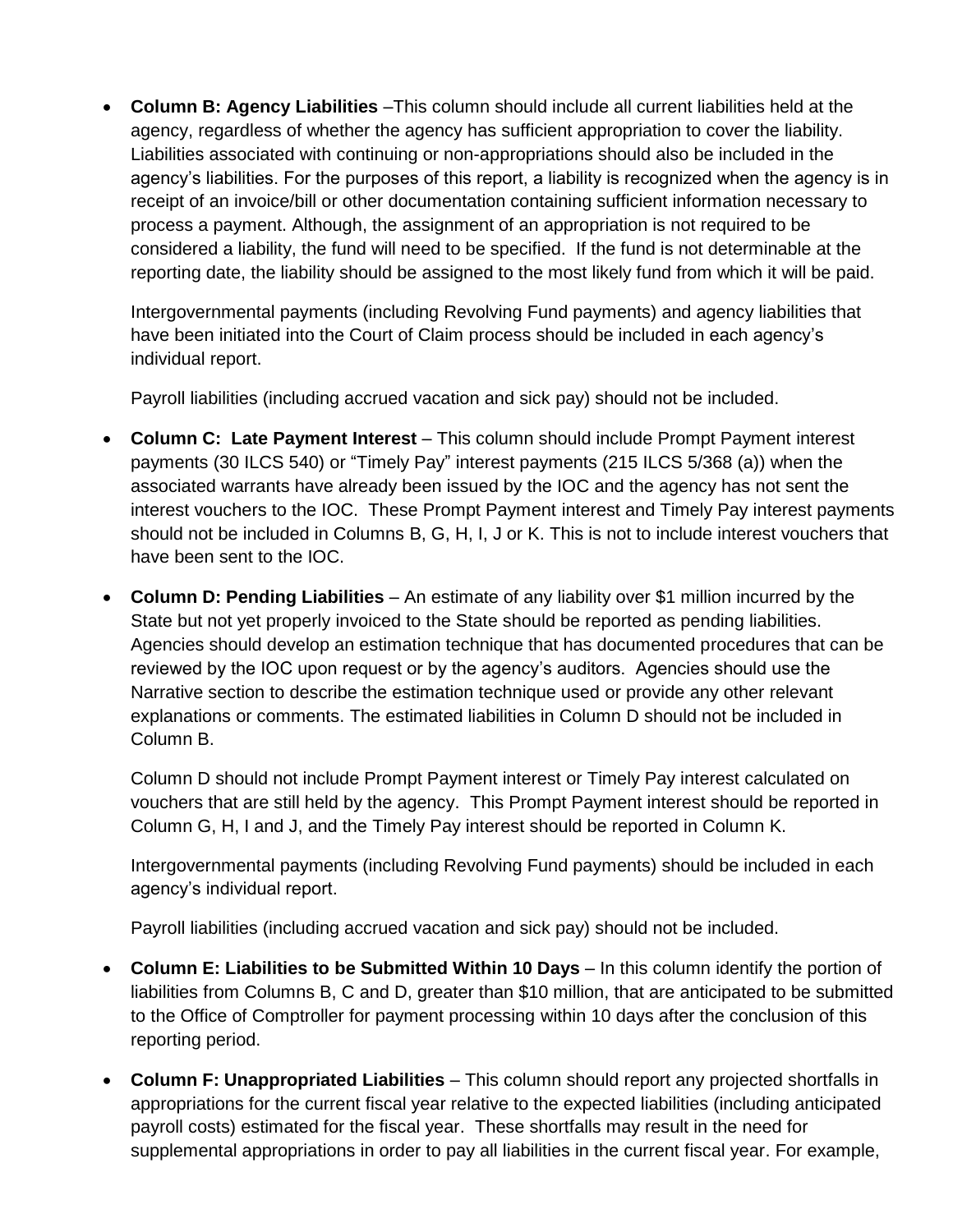- **Column B: Agency Liabilities** –This column should include all current liabilities held at the agency, regardless of whether the agency has sufficient appropriation to cover the liability. Liabilities associated with continuing or non-appropriations should also be included in the agency's liabilities. For the purposes of this report, a liability is recognized when the agency is in receipt of an invoice/bill or other documentation containing sufficient information necessary to process a payment. Although, the assignment of an appropriation is not required to be considered a liability, the fund will need to be specified. If the fund is not determinable at the reporting date, the liability should be assigned to the most likely fund from which it will be paid.

  Intergovernmental payments (including Revolving Fund payments) and agency liabilities that have been initiated into the Court of Claim process should be included in each agency's individual report.

  Payroll liabilities (including accrued vacation and sick pay) should not be included.

- **Column C: Late Payment Interest** – This column should include Prompt Payment interest payments (30 ILCS 540) or "Timely Pay" interest payments (215 ILCS 5/368 (a)) when the associated warrants have already been issued by the IOC and the agency has not sent the interest vouchers to the IOC. These Prompt Payment interest and Timely Pay interest payments should not be included in Columns B, G, H, I, J or K. This is not to include interest vouchers that have been sent to the IOC.

- **Column D: Pending Liabilities** – An estimate of any liability over $1 million incurred by the State but not yet properly invoiced to the State should be reported as pending liabilities. Agencies should develop an estimation technique that has documented procedures that can be reviewed by the IOC upon request or by the agency's auditors. Agencies should use the Narrative section to describe the estimation technique used or provide any other relevant explanations or comments. The estimated liabilities in Column D should not be included in Column B.

  Column D should not include Prompt Payment interest or Timely Pay interest calculated on vouchers that are still held by the agency. This Prompt Payment interest should be reported in Column G, H, I and J, and the Timely Pay interest should be reported in Column K.

  Intergovernmental payments (including Revolving Fund payments) should be included in each agency's individual report.

  Payroll liabilities (including accrued vacation and sick pay) should not be included.

- **Column E: Liabilities to be Submitted Within 10 Days** – In this column identify the portion of liabilities from Columns B, C and D, greater than $10 million, that are anticipated to be submitted to the Office of Comptroller for payment processing within 10 days after the conclusion of this reporting period.

- **Column F: Unappropriated Liabilities** – This column should report any projected shortfalls in appropriations for the current fiscal year relative to the expected liabilities (including anticipated payroll costs) estimated for the fiscal year. These shortfalls may result in the need for supplemental appropriations in order to pay all liabilities in the current fiscal year. For example,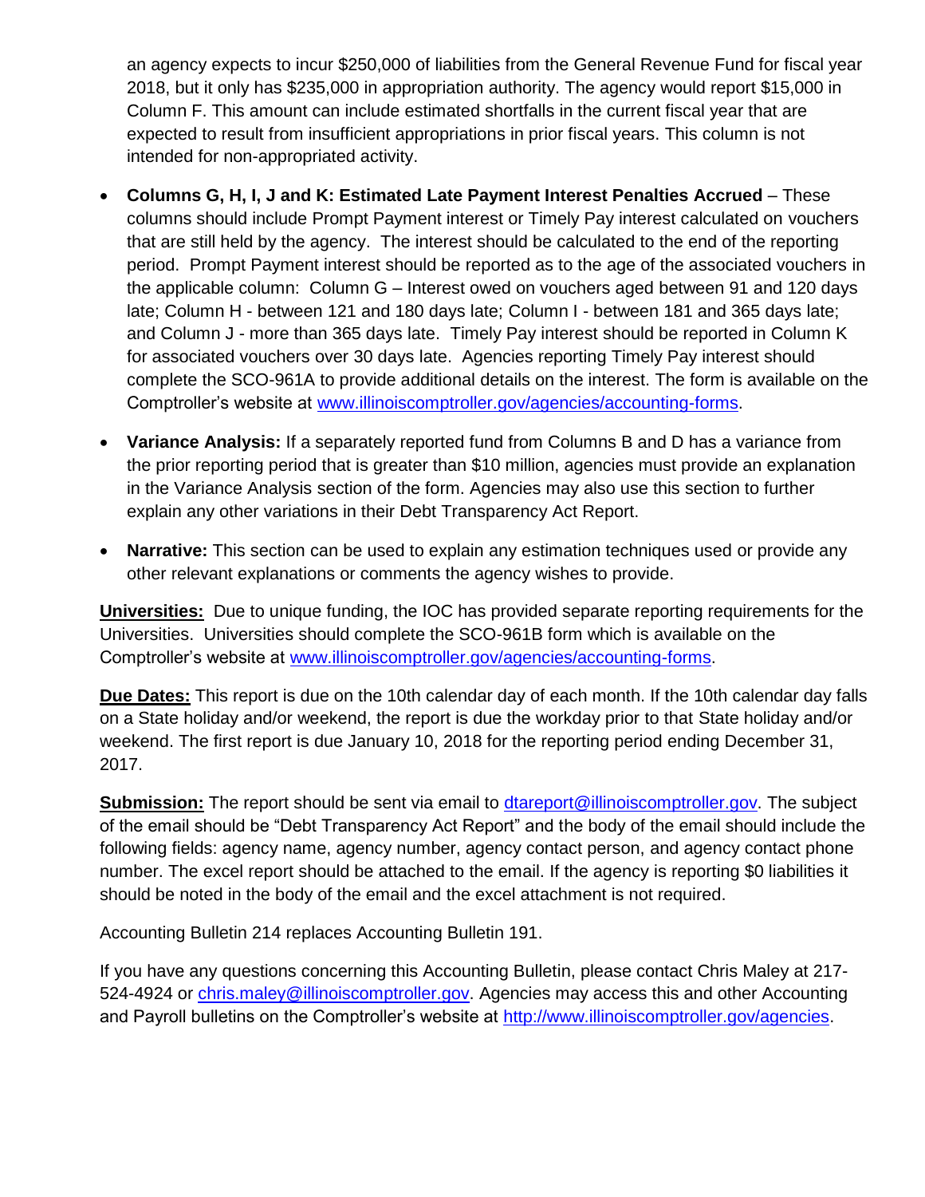an agency expects to incur $250,000 of liabilities from the General Revenue Fund for fiscal year 2018, but it only has $235,000 in appropriation authority. The agency would report $15,000 in Column F. This amount can include estimated shortfalls in the current fiscal year that are expected to result from insufficient appropriations in prior fiscal years. This column is not intended for non-appropriated activity.

- **Columns G, H, I, J and K: Estimated Late Payment Interest Penalties Accrued** – These columns should include Prompt Payment interest or Timely Pay interest calculated on vouchers that are still held by the agency. The interest should be calculated to the end of the reporting period. Prompt Payment interest should be reported as to the age of the associated vouchers in the applicable column: Column G – Interest owed on vouchers aged between 91 and 120 days late; Column H - between 121 and 180 days late; Column I - between 181 and 365 days late; and Column J - more than 365 days late. Timely Pay interest should be reported in Column K for associated vouchers over 30 days late. Agencies reporting Timely Pay interest should complete the SCO-961A to provide additional details on the interest. The form is available on the Comptroller's website at [www.illinoiscomptroller.gov/agencies/accounting-forms](www.illinoiscomptroller.gov/agencies/accounting-forms).

- **Variance Analysis:** If a separately reported fund from Columns B and D has a variance from the prior reporting period that is greater than $10 million, agencies must provide an explanation in the Variance Analysis section of the form. Agencies may also use this section to further explain any other variations in their Debt Transparency Act Report.

- **Narrative:** This section can be used to explain any estimation techniques used or provide any other relevant explanations or comments the agency wishes to provide.

**Universities:** Due to unique funding, the IOC has provided separate reporting requirements for the Universities. Universities should complete the SCO-961B form which is available on the Comptroller's website at [www.illinoiscomptroller.gov/agencies/accounting-forms](www.illinoiscomptroller.gov/agencies/accounting-forms).

**Due Dates:** This report is due on the 10th calendar day of each month. If the 10th calendar day falls on a State holiday and/or weekend, the report is due the workday prior to that State holiday and/or weekend. The first report is due January 10, 2018 for the reporting period ending December 31, 2017.

**Submission:** The report should be sent via email to [dtareport@illinoiscomptroller.gov](mailto:dtareport@illinoiscomptroller.gov). The subject of the email should be "Debt Transparency Act Report" and the body of the email should include the following fields: agency name, agency number, agency contact person, and agency contact phone number. The excel report should be attached to the email. If the agency is reporting $0 liabilities it should be noted in the body of the email and the excel attachment is not required.

Accounting Bulletin 214 replaces Accounting Bulletin 191.

If you have any questions concerning this Accounting Bulletin, please contact Chris Maley at 217-524-4924 or [chris.maley@illinoiscomptroller.gov](mailto:chris.maley@illinoiscomptroller.gov). Agencies may access this and other Accounting and Payroll bulletins on the Comptroller's website at [http://www.illinoiscomptroller.gov/agencies](http://www.illinoiscomptroller.gov/agencies).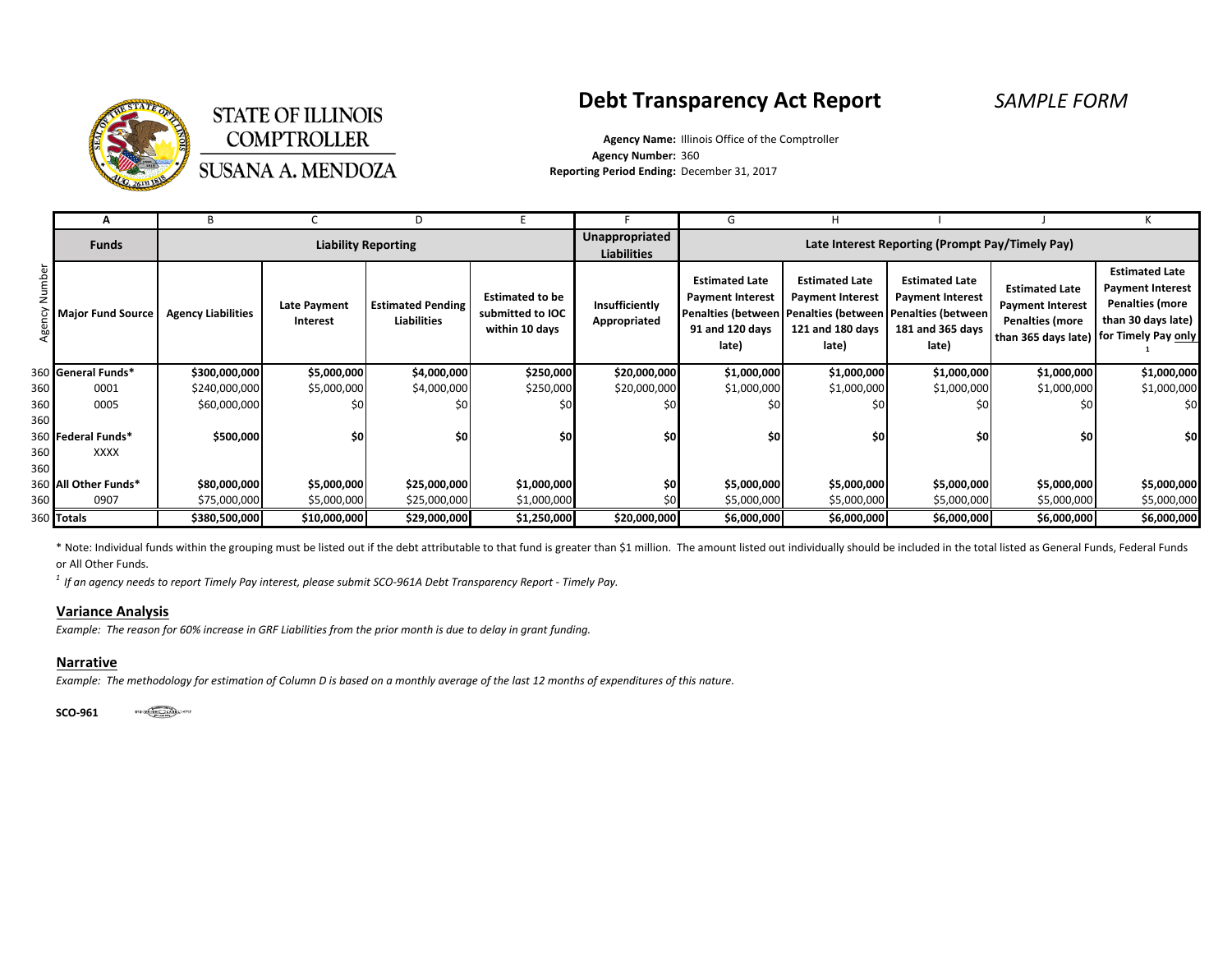# Debt Transparency Act Report

*SAMPLE FORM*

STATE OF ILLINOIS
COMPTROLLER
SUSANA A. MENDOZA

**Agency Name:** Illinois Office of the Comptroller
**Agency Number:** 360
**Reporting Period Ending:** December 31, 2017

| | A | B | C | D | E | F | G | H | I | J | K |
|---|---|---|---|---|---|---|---|---|---|---|---|
| | **Funds** | **Liability Reporting** | | | | **Unappropriated Liabilities** | **Late Interest Reporting (Prompt Pay/Timely Pay)** | | | | |
| **Agency Number** | **Major Fund Source** | **Agency Liabilities** | **Late Payment Interest** | **Estimated Pending Liabilities** | **Estimated to be submitted to IOC within 10 days** | **Insufficiently Appropriated** | **Estimated Late Payment Interest Penalties (between 91 and 120 days late)** | **Estimated Late Payment Interest Penalties (between 121 and 180 days late)** | **Estimated Late Payment Interest Penalties (between 181 and 365 days late)** | **Estimated Late Payment Interest Penalties (more than 365 days late)** | **Estimated Late Payment Interest Penalties (more than 30 days late) for Timely Pay only [1]** |
| 360 | **General Funds*** | **$300,000,000** | **$5,000,000** | **$4,000,000** | **$250,000** | **$20,000,000** | **$1,000,000** | **$1,000,000** | **$1,000,000** | **$1,000,000** | **$1,000,000** |
| 360 | 0001 | $240,000,000 | $5,000,000 | $4,000,000 | $250,000 | $20,000,000 | $1,000,000 | $1,000,000 | $1,000,000 | $1,000,000 | $1,000,000 |
| 360 | 0005 | $60,000,000 | $0 | $0 | $0 | $0 | $0 | $0 | $0 | $0 | $0 |
| 360 | | | | | | | | | | | |
| 360 | **Federal Funds*** | **$500,000** | **$0** | **$0** | **$0** | **$0** | **$0** | **$0** | **$0** | **$0** | **$0** |
| 360 | XXXX | | | | | | | | | | |
| 360 | | | | | | | | | | | |
| 360 | **All Other Funds*** | **$80,000,000** | **$5,000,000** | **$25,000,000** | **$1,000,000** | **$0** | **$5,000,000** | **$5,000,000** | **$5,000,000** | **$5,000,000** | **$5,000,000** |
| 360 | 0907 | $75,000,000 | $5,000,000 | $25,000,000 | $1,000,000 | $0 | $5,000,000 | $5,000,000 | $5,000,000 | $5,000,000 | $5,000,000 |
| 360 | **Totals** | **$380,500,000** | **$10,000,000** | **$29,000,000** | **$1,250,000** | **$20,000,000** | **$6,000,000** | **$6,000,000** | **$6,000,000** | **$6,000,000** | **$6,000,000** |

* Note: Individual funds within the grouping must be listed out if the debt attributable to that fund is greater than $1 million. The amount listed out individually should be included in the total listed as General Funds, Federal Funds or All Other Funds.

[1] *If an agency needs to report Timely Pay interest, please submit SCO-961A Debt Transparency Report - Timely Pay.*

## Variance Analysis

*Example: The reason for 60% increase in GRF Liabilities from the prior month is due to delay in grant funding.*

## Narrative

*Example: The methodology for estimation of Column D is based on a monthly average of the last 12 months of expenditures of this nature.*

**SCO-961**